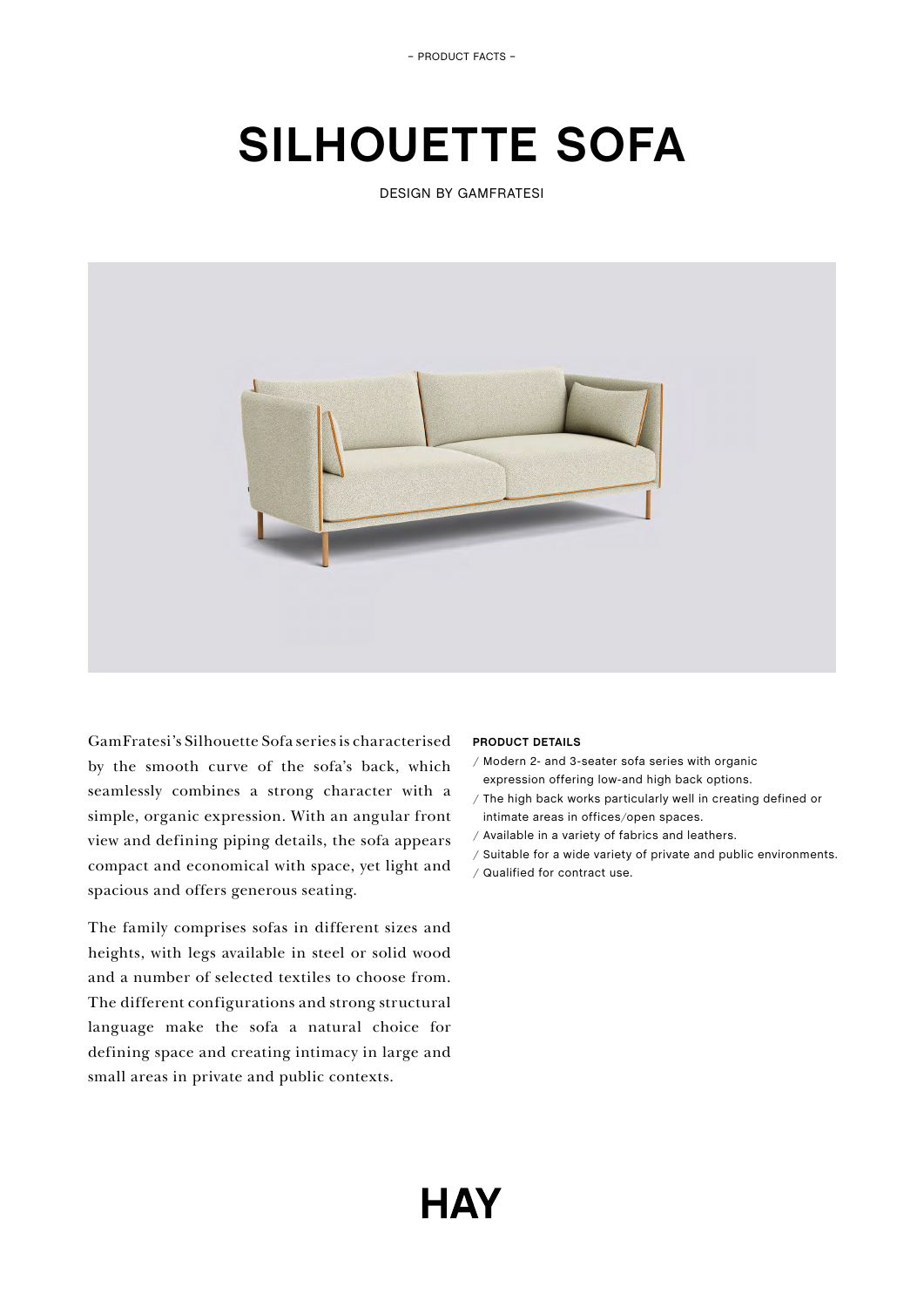– PRODUCT FACTS –

# SILHOUETTE SOFA

DESIGN BY GAMFRATESI

GamFratesi's Silhouette Sofa series is characterised by the smooth curve of the sofa's back, which seamlessly combines a strong character with a simple, organic expression. With an angular front view and defining piping details, the sofa appears compact and economical with space, yet light and spacious and offers generous seating.

The family comprises sofas in different sizes and heights, with legs available in steel or solid wood and a number of selected textiles to choose from. The different configurations and strong structural language make the sofa a natural choice for defining space and creating intimacy in large and small areas in private and public contexts.

**PRODUCT DETAILS**

/ Modern 2- and 3-seater sofa series with organic expression offering low-and high back options.
/ The high back works particularly well in creating defined or intimate areas in offices/open spaces.
/ Available in a variety of fabrics and leathers.
/ Suitable for a wide variety of private and public environments.
/ Qualified for contract use.

HAY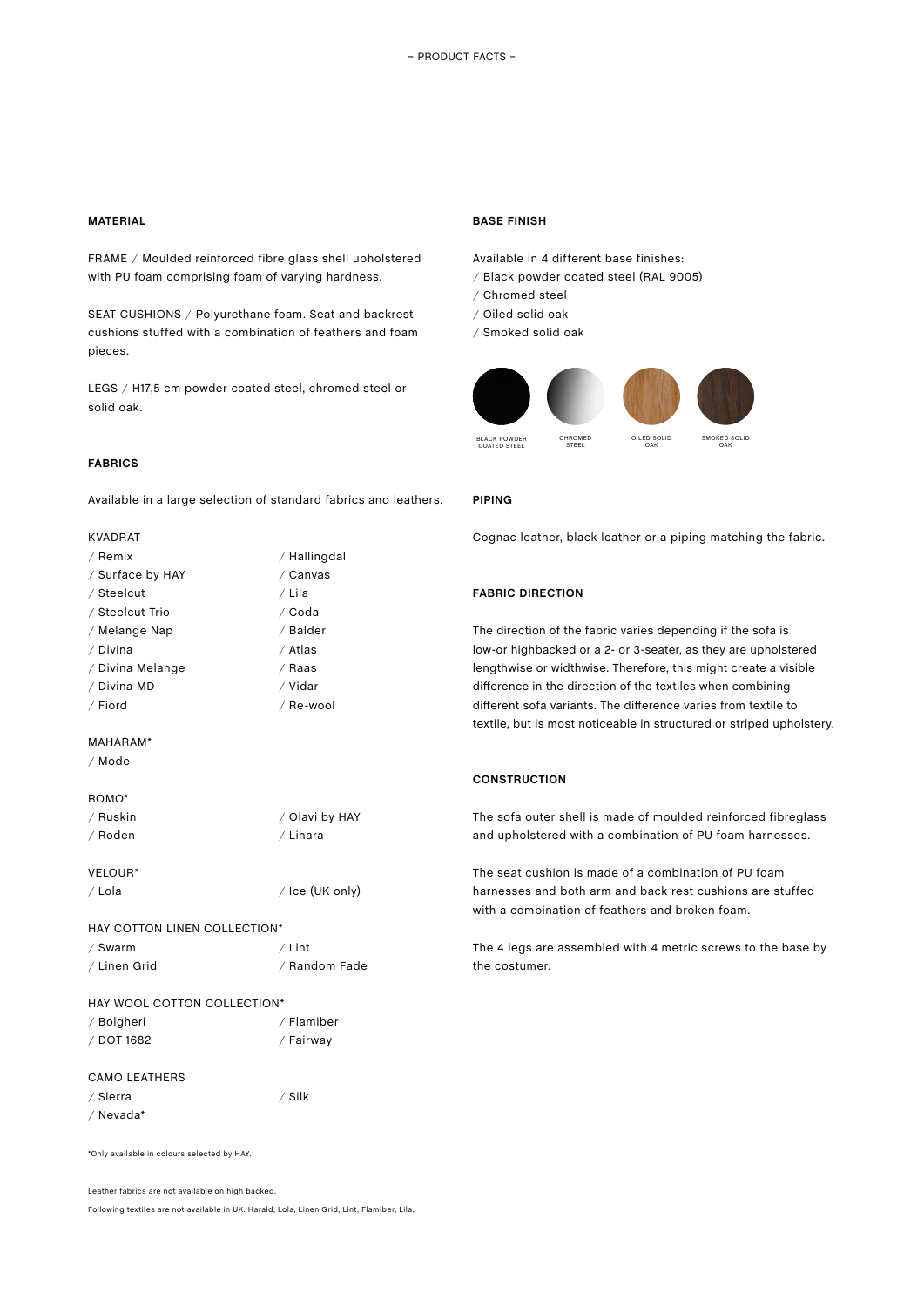## – PRODUCT FACTS –

### MATERIAL

FRAME / Moulded reinforced fibre glass shell upholstered with PU foam comprising foam of varying hardness.

SEAT CUSHIONS / Polyurethane foam. Seat and backrest cushions stuffed with a combination of feathers and foam pieces.

LEGS / H17,5 cm powder coated steel, chromed steel or solid oak.

### FABRICS

Available in a large selection of standard fabrics and leathers.

KVADRAT
- / Remix
- / Surface by HAY
- / Steelcut
- / Steelcut Trio
- / Melange Nap
- / Divina
- / Divina Melange
- / Divina MD
- / Fiord
- / Hallingdal
- / Canvas
- / Lila
- / Coda
- / Balder
- / Atlas
- / Raas
- / Vidar
- / Re-wool

MAHARAM*
- / Mode

ROMO*
- / Ruskin
- / Roden
- / Olavi by HAY
- / Linara

VELOUR*
- / Lola
- / Ice (UK only)

HAY COTTON LINEN COLLECTION*
- / Swarm
- / Linen Grid
- / Lint
- / Random Fade

HAY WOOL COTTON COLLECTION*
- / Bolgheri
- / DOT 1682
- / Flamiber
- / Fairway

CAMO LEATHERS
- / Sierra
- / Nevada*
- / Silk

*Only available in colours selected by HAY.

Leather fabrics are not available on high backed.

Following textiles are not available in UK: Harald, Lola, Linen Grid, Lint, Flamiber, Lila.

### BASE FINISH

Available in 4 different base finishes:
- / Black powder coated steel (RAL 9005)
- / Chromed steel
- / Oiled solid oak
- / Smoked solid oak

BLACK POWDER COATED STEEL — CHROMED STEEL — OILED SOLID OAK — SMOKED SOLID OAK

### PIPING

Cognac leather, black leather or a piping matching the fabric.

### FABRIC DIRECTION

The direction of the fabric varies depending if the sofa is low-or highbacked or a 2- or 3-seater, as they are upholstered lengthwise or widthwise. Therefore, this might create a visible difference in the direction of the textiles when combining different sofa variants. The difference varies from textile to textile, but is most noticeable in structured or striped upholstery.

### CONSTRUCTION

The sofa outer shell is made of moulded reinforced fibreglass and upholstered with a combination of PU foam harnesses.

The seat cushion is made of a combination of PU foam harnesses and both arm and back rest cushions are stuffed with a combination of feathers and broken foam.

The 4 legs are assembled with 4 metric screws to the base by the costumer.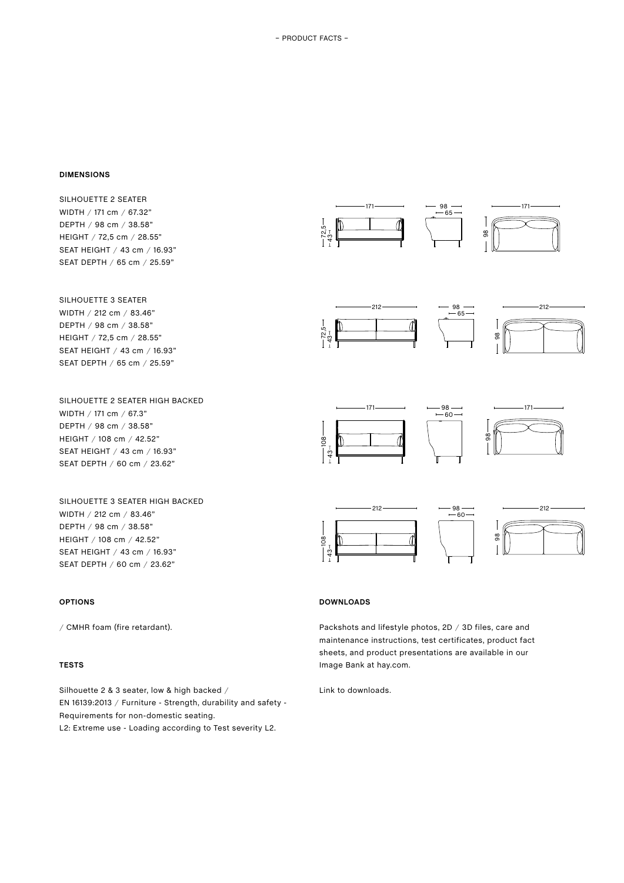## DIMENSIONS

SILHOUETTE 2 SEATER
WIDTH / 171 cm / 67.32"
DEPTH / 98 cm / 38.58"
HEIGHT / 72,5 cm / 28.55"
SEAT HEIGHT / 43 cm / 16.93"
SEAT DEPTH / 65 cm / 25.59"

171
98
65
72,5
43
171
98

SILHOUETTE 3 SEATER
WIDTH / 212 cm / 83.46"
DEPTH / 98 cm / 38.58"
HEIGHT / 72,5 cm / 28.55"
SEAT HEIGHT / 43 cm / 16.93"
SEAT DEPTH / 65 cm / 25.59"

212
98
65
72,5
43
212
98

SILHOUETTE 2 SEATER HIGH BACKED
WIDTH / 171 cm / 67.3"
DEPTH / 98 cm / 38.58"
HEIGHT / 108 cm / 42.52"
SEAT HEIGHT / 43 cm / 16.93"
SEAT DEPTH / 60 cm / 23.62"

171
98
60
108
43
171
98

SILHOUETTE 3 SEATER HIGH BACKED
WIDTH / 212 cm / 83.46"
DEPTH / 98 cm / 38.58"
HEIGHT / 108 cm / 42.52"
SEAT HEIGHT / 43 cm / 16.93"
SEAT DEPTH / 60 cm / 23.62"

212
98
60
108
43
212
98

## OPTIONS

/ CMHR foam (fire retardant).

## TESTS

Silhouette 2 & 3 seater, low & high backed /
EN 16139:2013 / Furniture - Strength, durability and safety - Requirements for non-domestic seating.
L2: Extreme use - Loading according to Test severity L2.

## DOWNLOADS

Packshots and lifestyle photos, 2D / 3D files, care and maintenance instructions, test certificates, product fact sheets, and product presentations are available in our Image Bank at hay.com.

Link to downloads.